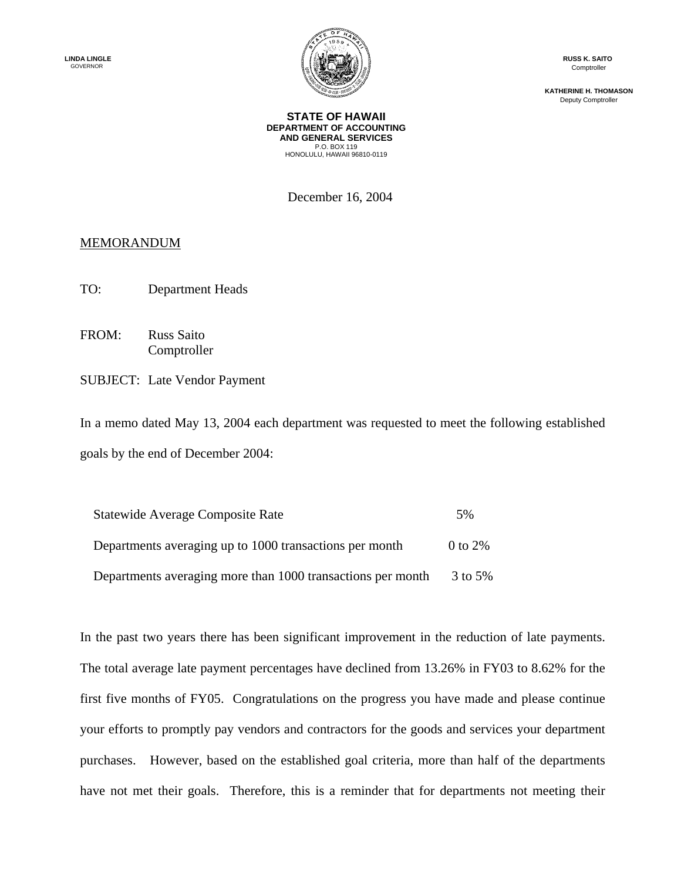LINDA LINGLE
GOVERNOR

RUSS K. SAITO
Comptroller

KATHERINE H. THOMASON
Deputy Comptroller

**STATE OF HAWAII**
**DEPARTMENT OF ACCOUNTING AND GENERAL SERVICES**
P.O. BOX 119
HONOLULU, HAWAII 96810-0119

December 16, 2004

MEMORANDUM

TO: Department Heads

FROM: Russ Saito
Comptroller

SUBJECT: Late Vendor Payment

In a memo dated May 13, 2004 each department was requested to meet the following established goals by the end of December 2004:

| | |
|---|---|
| Statewide Average Composite Rate | 5% |
| Departments averaging up to 1000 transactions per month | 0 to 2% |
| Departments averaging more than 1000 transactions per month | 3 to 5% |

In the past two years there has been significant improvement in the reduction of late payments. The total average late payment percentages have declined from 13.26% in FY03 to 8.62% for the first five months of FY05. Congratulations on the progress you have made and please continue your efforts to promptly pay vendors and contractors for the goods and services your department purchases. However, based on the established goal criteria, more than half of the departments have not met their goals. Therefore, this is a reminder that for departments not meeting their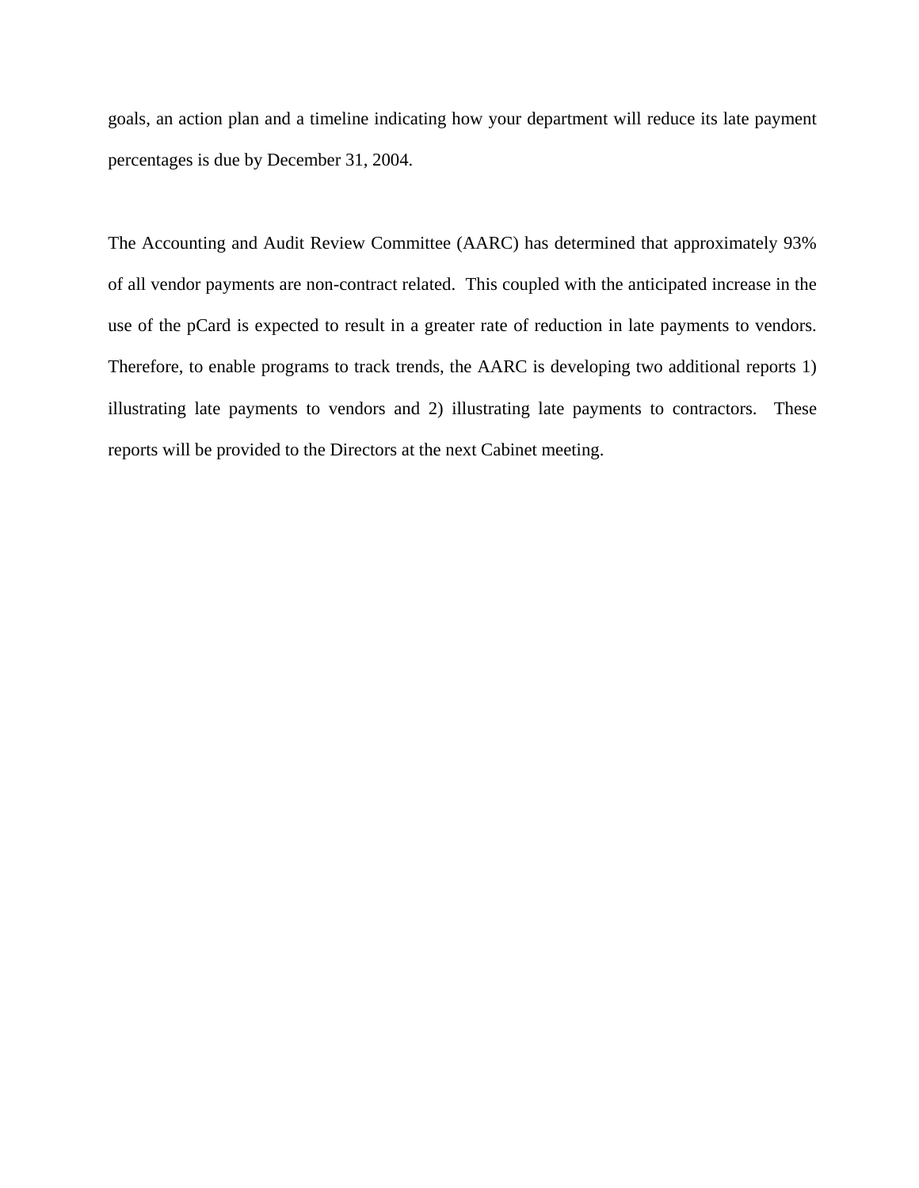goals, an action plan and a timeline indicating how your department will reduce its late payment percentages is due by December 31, 2004.

The Accounting and Audit Review Committee (AARC) has determined that approximately 93% of all vendor payments are non-contract related. This coupled with the anticipated increase in the use of the pCard is expected to result in a greater rate of reduction in late payments to vendors. Therefore, to enable programs to track trends, the AARC is developing two additional reports 1) illustrating late payments to vendors and 2) illustrating late payments to contractors. These reports will be provided to the Directors at the next Cabinet meeting.